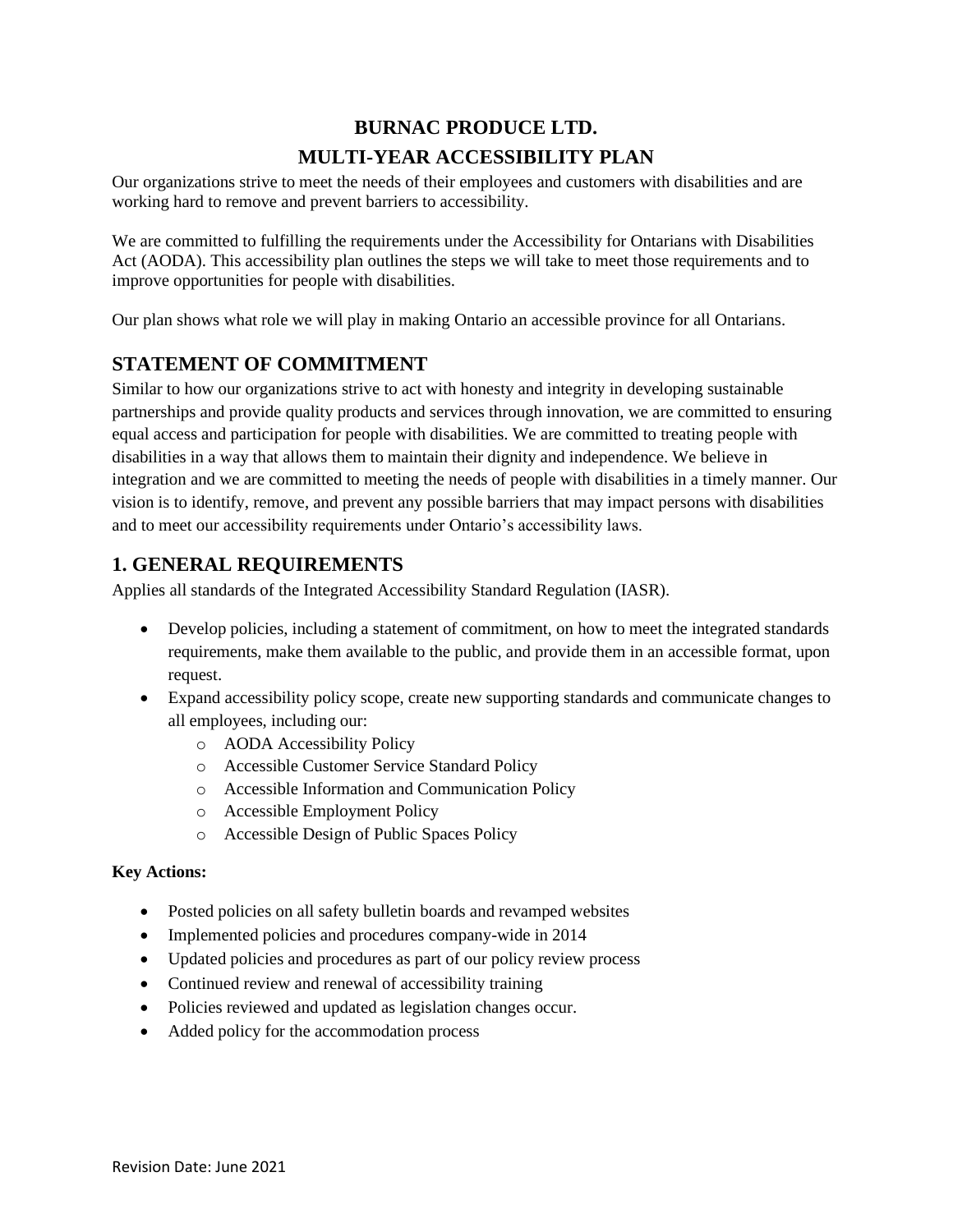# BURNAC PRODUCE LTD.

# MULTI-YEAR ACCESSIBILITY PLAN

Our organizations strive to meet the needs of their employees and customers with disabilities and are working hard to remove and prevent barriers to accessibility.

We are committed to fulfilling the requirements under the Accessibility for Ontarians with Disabilities Act (AODA). This accessibility plan outlines the steps we will take to meet those requirements and to improve opportunities for people with disabilities.

Our plan shows what role we will play in making Ontario an accessible province for all Ontarians.

## STATEMENT OF COMMITMENT

Similar to how our organizations strive to act with honesty and integrity in developing sustainable partnerships and provide quality products and services through innovation, we are committed to ensuring equal access and participation for people with disabilities. We are committed to treating people with disabilities in a way that allows them to maintain their dignity and independence. We believe in integration and we are committed to meeting the needs of people with disabilities in a timely manner. Our vision is to identify, remove, and prevent any possible barriers that may impact persons with disabilities and to meet our accessibility requirements under Ontario's accessibility laws.

## 1. GENERAL REQUIREMENTS

Applies all standards of the Integrated Accessibility Standard Regulation (IASR).

- Develop policies, including a statement of commitment, on how to meet the integrated standards requirements, make them available to the public, and provide them in an accessible format, upon request.
- Expand accessibility policy scope, create new supporting standards and communicate changes to all employees, including our:
    - AODA Accessibility Policy
    - Accessible Customer Service Standard Policy
    - Accessible Information and Communication Policy
    - Accessible Employment Policy
    - Accessible Design of Public Spaces Policy

**Key Actions:**

- Posted policies on all safety bulletin boards and revamped websites
- Implemented policies and procedures company-wide in 2014
- Updated policies and procedures as part of our policy review process
- Continued review and renewal of accessibility training
- Policies reviewed and updated as legislation changes occur.
- Added policy for the accommodation process

Revision Date: June 2021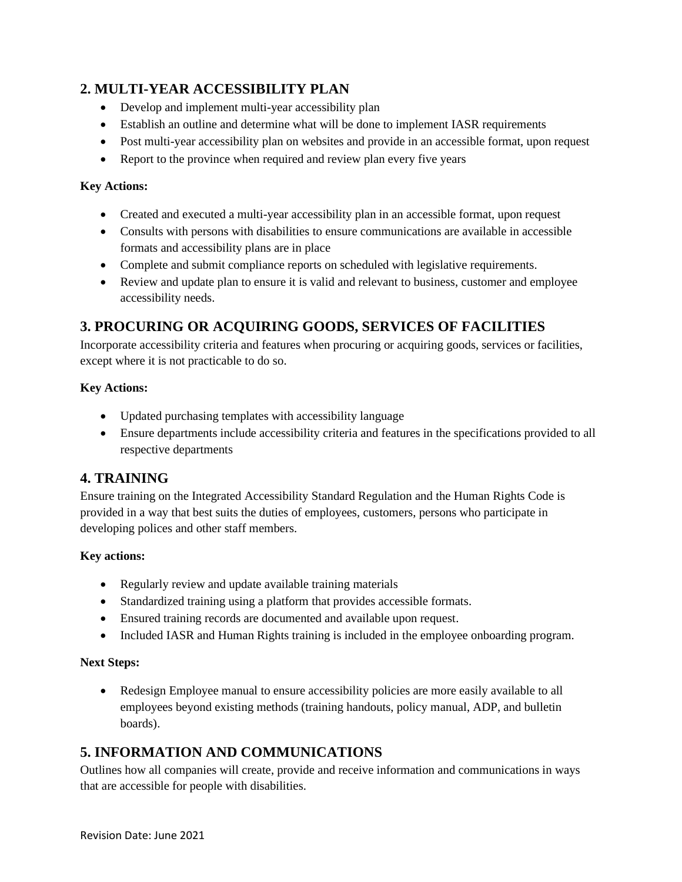## 2. MULTI-YEAR ACCESSIBILITY PLAN

- Develop and implement multi-year accessibility plan
- Establish an outline and determine what will be done to implement IASR requirements
- Post multi-year accessibility plan on websites and provide in an accessible format, upon request
- Report to the province when required and review plan every five years

**Key Actions:**

- Created and executed a multi-year accessibility plan in an accessible format, upon request
- Consults with persons with disabilities to ensure communications are available in accessible formats and accessibility plans are in place
- Complete and submit compliance reports on scheduled with legislative requirements.
- Review and update plan to ensure it is valid and relevant to business, customer and employee accessibility needs.

## 3. PROCURING OR ACQUIRING GOODS, SERVICES OF FACILITIES

Incorporate accessibility criteria and features when procuring or acquiring goods, services or facilities, except where it is not practicable to do so.

**Key Actions:**

- Updated purchasing templates with accessibility language
- Ensure departments include accessibility criteria and features in the specifications provided to all respective departments

## 4. TRAINING

Ensure training on the Integrated Accessibility Standard Regulation and the Human Rights Code is provided in a way that best suits the duties of employees, customers, persons who participate in developing polices and other staff members.

**Key actions:**

- Regularly review and update available training materials
- Standardized training using a platform that provides accessible formats.
- Ensured training records are documented and available upon request.
- Included IASR and Human Rights training is included in the employee onboarding program.

**Next Steps:**

- Redesign Employee manual to ensure accessibility policies are more easily available to all employees beyond existing methods (training handouts, policy manual, ADP, and bulletin boards).

## 5. INFORMATION AND COMMUNICATIONS

Outlines how all companies will create, provide and receive information and communications in ways that are accessible for people with disabilities.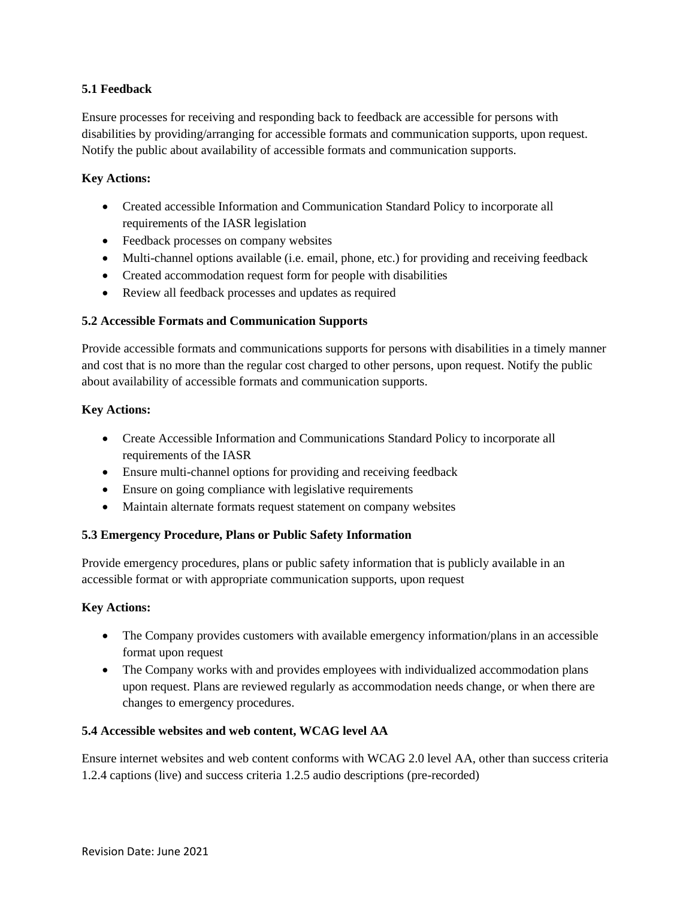**5.1 Feedback**

Ensure processes for receiving and responding back to feedback are accessible for persons with disabilities by providing/arranging for accessible formats and communication supports, upon request. Notify the public about availability of accessible formats and communication supports.

**Key Actions:**

- Created accessible Information and Communication Standard Policy to incorporate all requirements of the IASR legislation
- Feedback processes on company websites
- Multi-channel options available (i.e. email, phone, etc.) for providing and receiving feedback
- Created accommodation request form for people with disabilities
- Review all feedback processes and updates as required

**5.2 Accessible Formats and Communication Supports**

Provide accessible formats and communications supports for persons with disabilities in a timely manner and cost that is no more than the regular cost charged to other persons, upon request. Notify the public about availability of accessible formats and communication supports.

**Key Actions:**

- Create Accessible Information and Communications Standard Policy to incorporate all requirements of the IASR
- Ensure multi-channel options for providing and receiving feedback
- Ensure on going compliance with legislative requirements
- Maintain alternate formats request statement on company websites

**5.3 Emergency Procedure, Plans or Public Safety Information**

Provide emergency procedures, plans or public safety information that is publicly available in an accessible format or with appropriate communication supports, upon request

**Key Actions:**

- The Company provides customers with available emergency information/plans in an accessible format upon request
- The Company works with and provides employees with individualized accommodation plans upon request. Plans are reviewed regularly as accommodation needs change, or when there are changes to emergency procedures.

**5.4 Accessible websites and web content, WCAG level AA**

Ensure internet websites and web content conforms with WCAG 2.0 level AA, other than success criteria 1.2.4 captions (live) and success criteria 1.2.5 audio descriptions (pre-recorded)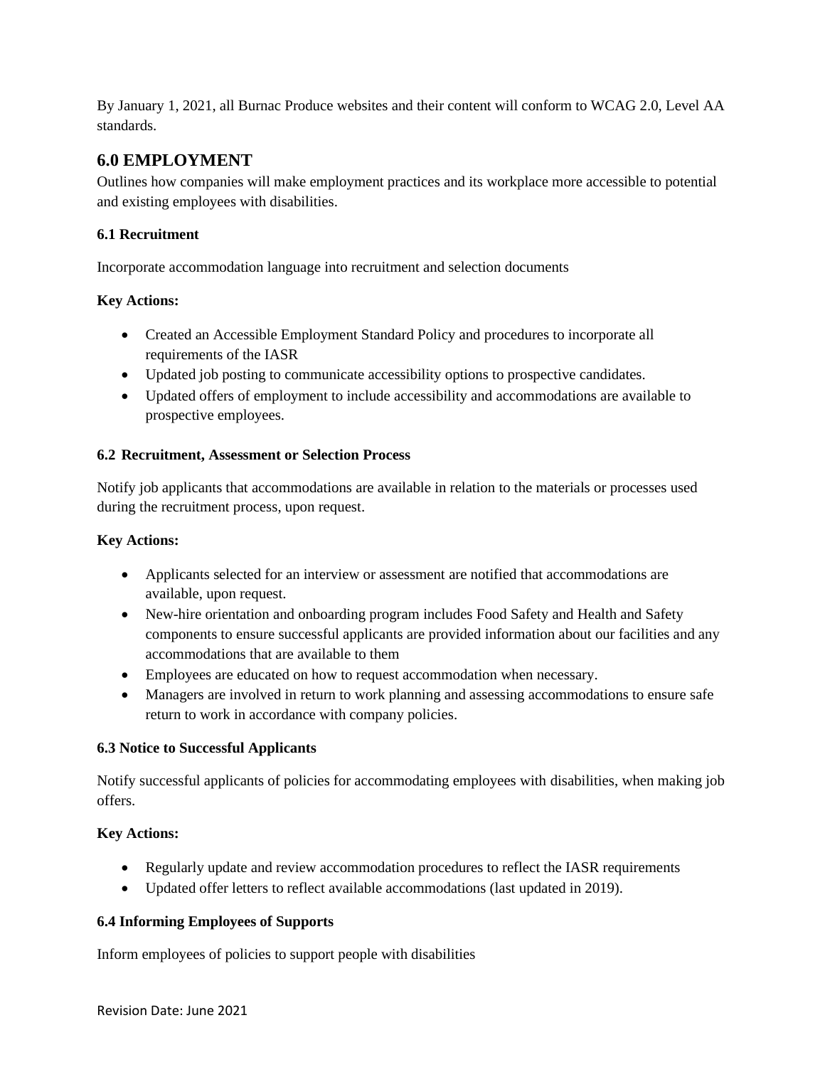By January 1, 2021, all Burnac Produce websites and their content will conform to WCAG 2.0, Level AA standards.

## 6.0 EMPLOYMENT

Outlines how companies will make employment practices and its workplace more accessible to potential and existing employees with disabilities.

### 6.1 Recruitment

Incorporate accommodation language into recruitment and selection documents

**Key Actions:**

- Created an Accessible Employment Standard Policy and procedures to incorporate all requirements of the IASR
- Updated job posting to communicate accessibility options to prospective candidates.
- Updated offers of employment to include accessibility and accommodations are available to prospective employees.

### 6.2 Recruitment, Assessment or Selection Process

Notify job applicants that accommodations are available in relation to the materials or processes used during the recruitment process, upon request.

**Key Actions:**

- Applicants selected for an interview or assessment are notified that accommodations are available, upon request.
- New-hire orientation and onboarding program includes Food Safety and Health and Safety components to ensure successful applicants are provided information about our facilities and any accommodations that are available to them
- Employees are educated on how to request accommodation when necessary.
- Managers are involved in return to work planning and assessing accommodations to ensure safe return to work in accordance with company policies.

### 6.3 Notice to Successful Applicants

Notify successful applicants of policies for accommodating employees with disabilities, when making job offers.

**Key Actions:**

- Regularly update and review accommodation procedures to reflect the IASR requirements
- Updated offer letters to reflect available accommodations (last updated in 2019).

### 6.4 Informing Employees of Supports

Inform employees of policies to support people with disabilities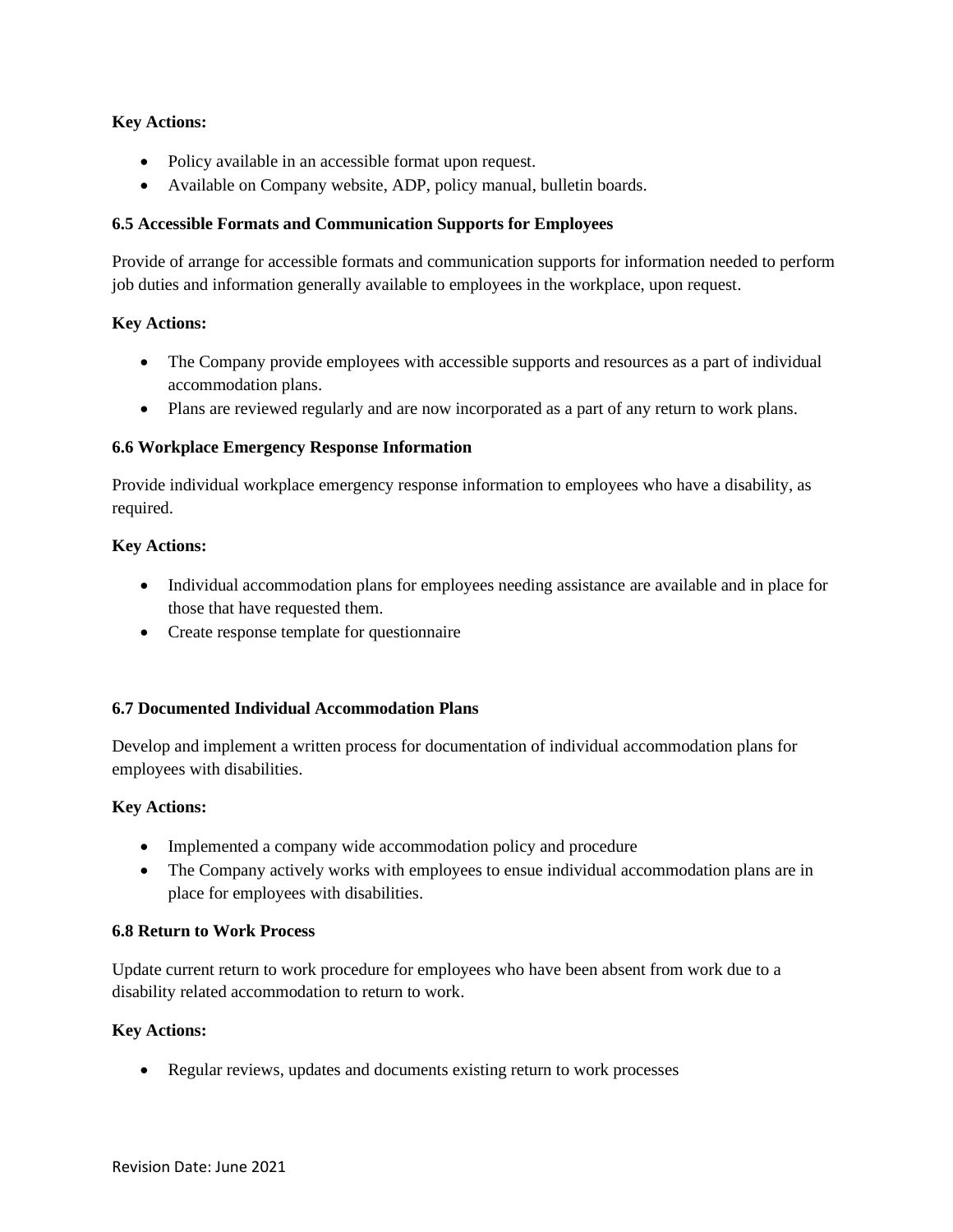**Key Actions:**

- Policy available in an accessible format upon request.
- Available on Company website, ADP, policy manual, bulletin boards.

**6.5 Accessible Formats and Communication Supports for Employees**

Provide of arrange for accessible formats and communication supports for information needed to perform job duties and information generally available to employees in the workplace, upon request.

**Key Actions:**

- The Company provide employees with accessible supports and resources as a part of individual accommodation plans.
- Plans are reviewed regularly and are now incorporated as a part of any return to work plans.

**6.6 Workplace Emergency Response Information**

Provide individual workplace emergency response information to employees who have a disability, as required.

**Key Actions:**

- Individual accommodation plans for employees needing assistance are available and in place for those that have requested them.
- Create response template for questionnaire

**6.7 Documented Individual Accommodation Plans**

Develop and implement a written process for documentation of individual accommodation plans for employees with disabilities.

**Key Actions:**

- Implemented a company wide accommodation policy and procedure
- The Company actively works with employees to ensue individual accommodation plans are in place for employees with disabilities.

**6.8 Return to Work Process**

Update current return to work procedure for employees who have been absent from work due to a disability related accommodation to return to work.

**Key Actions:**

- Regular reviews, updates and documents existing return to work processes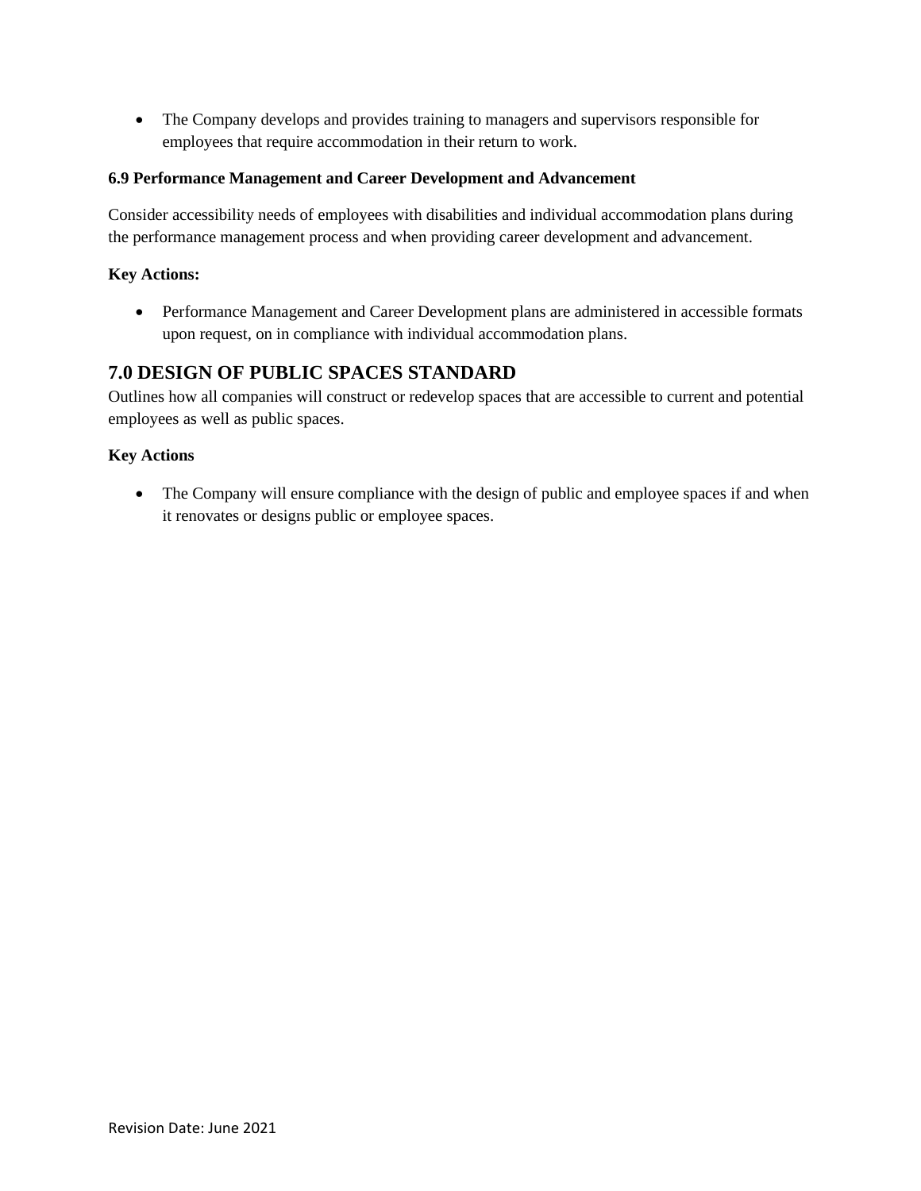- The Company develops and provides training to managers and supervisors responsible for employees that require accommodation in their return to work.

**6.9 Performance Management and Career Development and Advancement**

Consider accessibility needs of employees with disabilities and individual accommodation plans during the performance management process and when providing career development and advancement.

**Key Actions:**

- Performance Management and Career Development plans are administered in accessible formats upon request, on in compliance with individual accommodation plans.

## 7.0 DESIGN OF PUBLIC SPACES STANDARD

Outlines how all companies will construct or redevelop spaces that are accessible to current and potential employees as well as public spaces.

**Key Actions**

- The Company will ensure compliance with the design of public and employee spaces if and when it renovates or designs public or employee spaces.